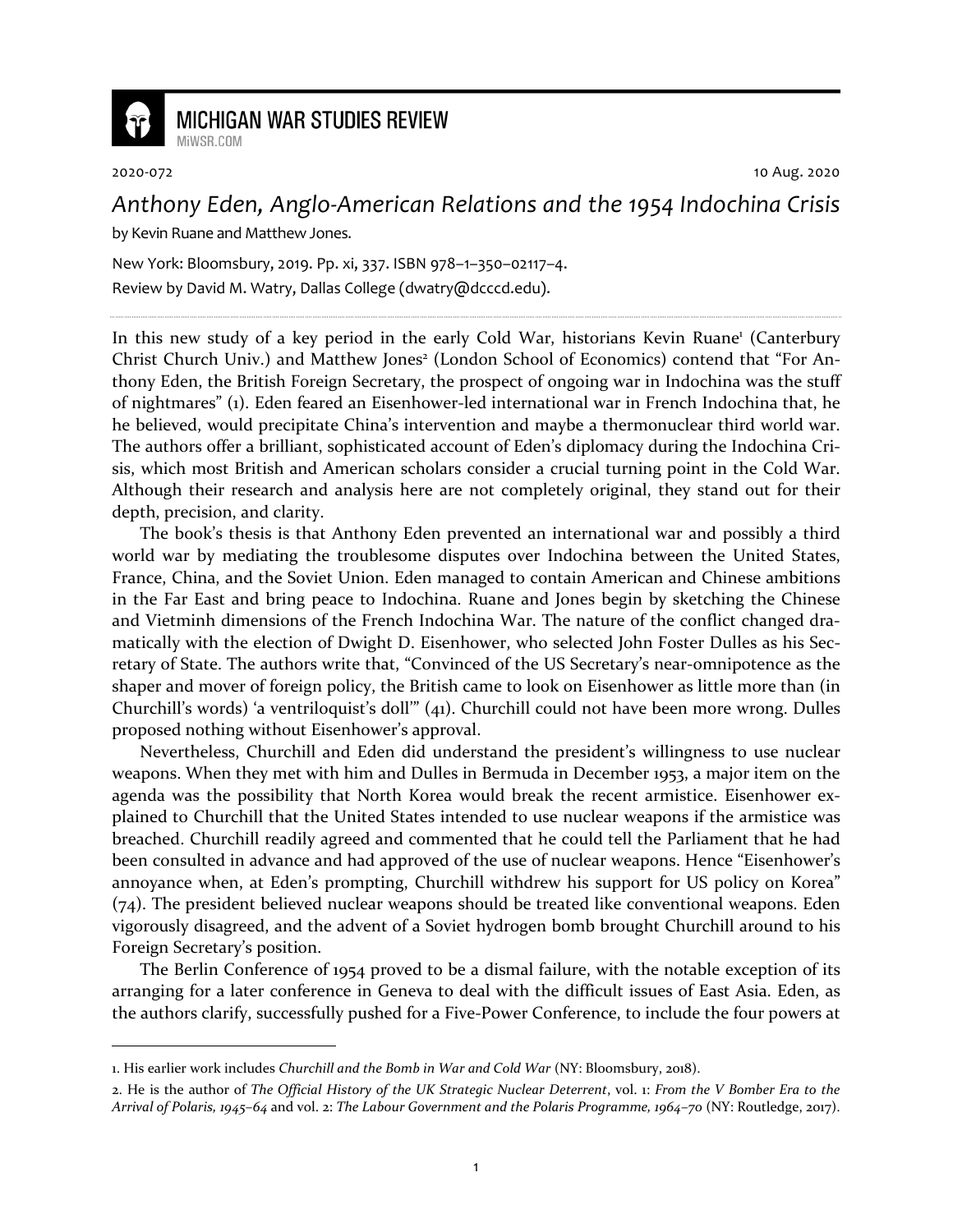MICHIGAN WAR STUDIES REVIEW
MiWSR.COM

2020-072 10 Aug. 2020

# *Anthony Eden, Anglo-American Relations and the 1954 Indochina Crisis*

by Kevin Ruane and Matthew Jones.

New York: Bloomsbury, 2019. Pp. xi, 337. ISBN 978–1–350–02117–4.
Review by David M. Watry, Dallas College (dwatry@dcccd.edu).

---

In this new study of a key period in the early Cold War, historians Kevin Ruane[1] (Canterbury Christ Church Univ.) and Matthew Jones[2] (London School of Economics) contend that "For Anthony Eden, the British Foreign Secretary, the prospect of ongoing war in Indochina was the stuff of nightmares" (1). Eden feared an Eisenhower-led international war in French Indochina that, he he believed, would precipitate China's intervention and maybe a thermonuclear third world war. The authors offer a brilliant, sophisticated account of Eden's diplomacy during the Indochina Crisis, which most British and American scholars consider a crucial turning point in the Cold War. Although their research and analysis here are not completely original, they stand out for their depth, precision, and clarity.

The book's thesis is that Anthony Eden prevented an international war and possibly a third world war by mediating the troublesome disputes over Indochina between the United States, France, China, and the Soviet Union. Eden managed to contain American and Chinese ambitions in the Far East and bring peace to Indochina. Ruane and Jones begin by sketching the Chinese and Vietminh dimensions of the French Indochina War. The nature of the conflict changed dramatically with the election of Dwight D. Eisenhower, who selected John Foster Dulles as his Secretary of State. The authors write that, "Convinced of the US Secretary's near-omnipotence as the shaper and mover of foreign policy, the British came to look on Eisenhower as little more than (in Churchill's words) 'a ventriloquist's doll'" (41). Churchill could not have been more wrong. Dulles proposed nothing without Eisenhower's approval.

Nevertheless, Churchill and Eden did understand the president's willingness to use nuclear weapons. When they met with him and Dulles in Bermuda in December 1953, a major item on the agenda was the possibility that North Korea would break the recent armistice. Eisenhower explained to Churchill that the United States intended to use nuclear weapons if the armistice was breached. Churchill readily agreed and commented that he could tell the Parliament that he had been consulted in advance and had approved of the use of nuclear weapons. Hence "Eisenhower's annoyance when, at Eden's prompting, Churchill withdrew his support for US policy on Korea" (74). The president believed nuclear weapons should be treated like conventional weapons. Eden vigorously disagreed, and the advent of a Soviet hydrogen bomb brought Churchill around to his Foreign Secretary's position.

The Berlin Conference of 1954 proved to be a dismal failure, with the notable exception of its arranging for a later conference in Geneva to deal with the difficult issues of East Asia. Eden, as the authors clarify, successfully pushed for a Five-Power Conference, to include the four powers at

---

1. His earlier work includes *Churchill and the Bomb in War and Cold War* (NY: Bloomsbury, 2018).

2. He is the author of *The Official History of the UK Strategic Nuclear Deterrent*, vol. 1: *From the V Bomber Era to the Arrival of Polaris, 1945–64* and vol. 2: *The Labour Government and the Polaris Programme, 1964–70* (NY: Routledge, 2017).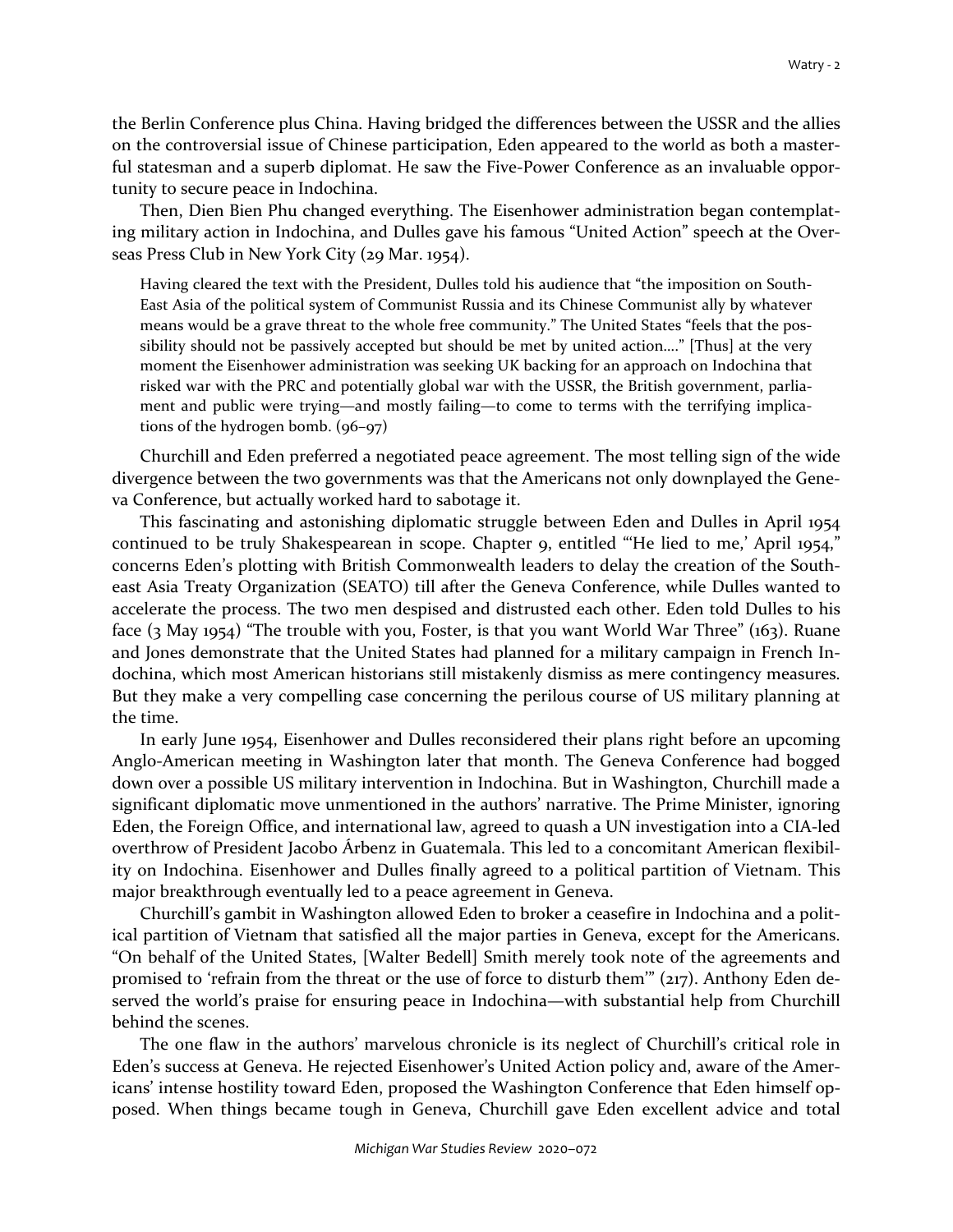the Berlin Conference plus China. Having bridged the differences between the USSR and the allies on the controversial issue of Chinese participation, Eden appeared to the world as both a masterful statesman and a superb diplomat. He saw the Five-Power Conference as an invaluable opportunity to secure peace in Indochina.

Then, Dien Bien Phu changed everything. The Eisenhower administration began contemplating military action in Indochina, and Dulles gave his famous "United Action" speech at the Overseas Press Club in New York City (29 Mar. 1954).

> Having cleared the text with the President, Dulles told his audience that "the imposition on South-East Asia of the political system of Communist Russia and its Chinese Communist ally by whatever means would be a grave threat to the whole free community." The United States "feels that the possibility should not be passively accepted but should be met by united action…." [Thus] at the very moment the Eisenhower administration was seeking UK backing for an approach on Indochina that risked war with the PRC and potentially global war with the USSR, the British government, parliament and public were trying—and mostly failing—to come to terms with the terrifying implications of the hydrogen bomb. (96–97)

Churchill and Eden preferred a negotiated peace agreement. The most telling sign of the wide divergence between the two governments was that the Americans not only downplayed the Geneva Conference, but actually worked hard to sabotage it.

This fascinating and astonishing diplomatic struggle between Eden and Dulles in April 1954 continued to be truly Shakespearean in scope. Chapter 9, entitled "'He lied to me,' April 1954," concerns Eden's plotting with British Commonwealth leaders to delay the creation of the Southeast Asia Treaty Organization (SEATO) till after the Geneva Conference, while Dulles wanted to accelerate the process. The two men despised and distrusted each other. Eden told Dulles to his face (3 May 1954) "The trouble with you, Foster, is that you want World War Three" (163). Ruane and Jones demonstrate that the United States had planned for a military campaign in French Indochina, which most American historians still mistakenly dismiss as mere contingency measures. But they make a very compelling case concerning the perilous course of US military planning at the time.

In early June 1954, Eisenhower and Dulles reconsidered their plans right before an upcoming Anglo-American meeting in Washington later that month. The Geneva Conference had bogged down over a possible US military intervention in Indochina. But in Washington, Churchill made a significant diplomatic move unmentioned in the authors' narrative. The Prime Minister, ignoring Eden, the Foreign Office, and international law, agreed to quash a UN investigation into a CIA-led overthrow of President Jacobo Árbenz in Guatemala. This led to a concomitant American flexibility on Indochina. Eisenhower and Dulles finally agreed to a political partition of Vietnam. This major breakthrough eventually led to a peace agreement in Geneva.

Churchill's gambit in Washington allowed Eden to broker a ceasefire in Indochina and a political partition of Vietnam that satisfied all the major parties in Geneva, except for the Americans. "On behalf of the United States, [Walter Bedell] Smith merely took note of the agreements and promised to 'refrain from the threat or the use of force to disturb them'" (217). Anthony Eden deserved the world's praise for ensuring peace in Indochina—with substantial help from Churchill behind the scenes.

The one flaw in the authors' marvelous chronicle is its neglect of Churchill's critical role in Eden's success at Geneva. He rejected Eisenhower's United Action policy and, aware of the Americans' intense hostility toward Eden, proposed the Washington Conference that Eden himself opposed. When things became tough in Geneva, Churchill gave Eden excellent advice and total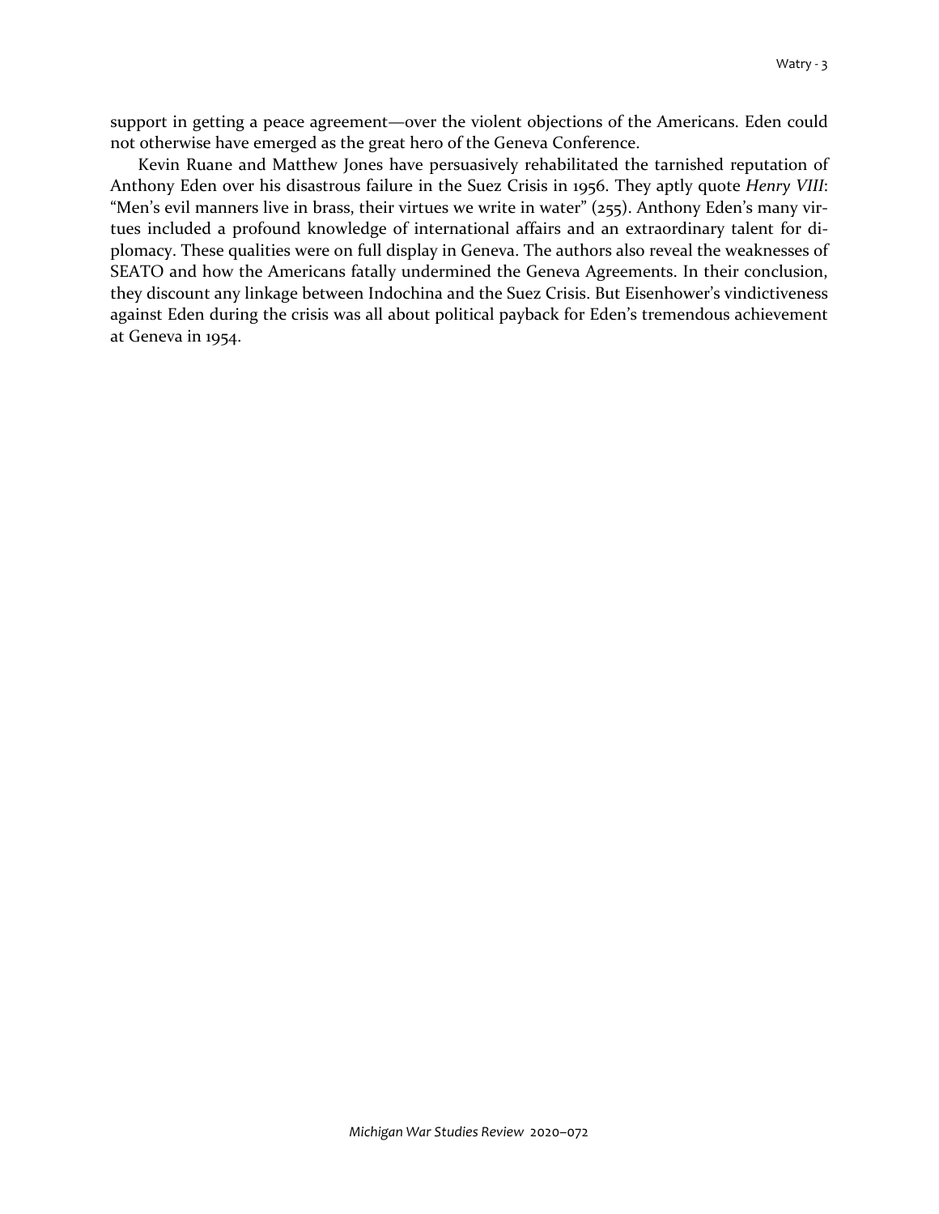support in getting a peace agreement—over the violent objections of the Americans. Eden could not otherwise have emerged as the great hero of the Geneva Conference.

Kevin Ruane and Matthew Jones have persuasively rehabilitated the tarnished reputation of Anthony Eden over his disastrous failure in the Suez Crisis in 1956. They aptly quote *Henry VIII*: "Men's evil manners live in brass, their virtues we write in water" (255). Anthony Eden's many virtues included a profound knowledge of international affairs and an extraordinary talent for diplomacy. These qualities were on full display in Geneva. The authors also reveal the weaknesses of SEATO and how the Americans fatally undermined the Geneva Agreements. In their conclusion, they discount any linkage between Indochina and the Suez Crisis. But Eisenhower's vindictiveness against Eden during the crisis was all about political payback for Eden's tremendous achievement at Geneva in 1954.